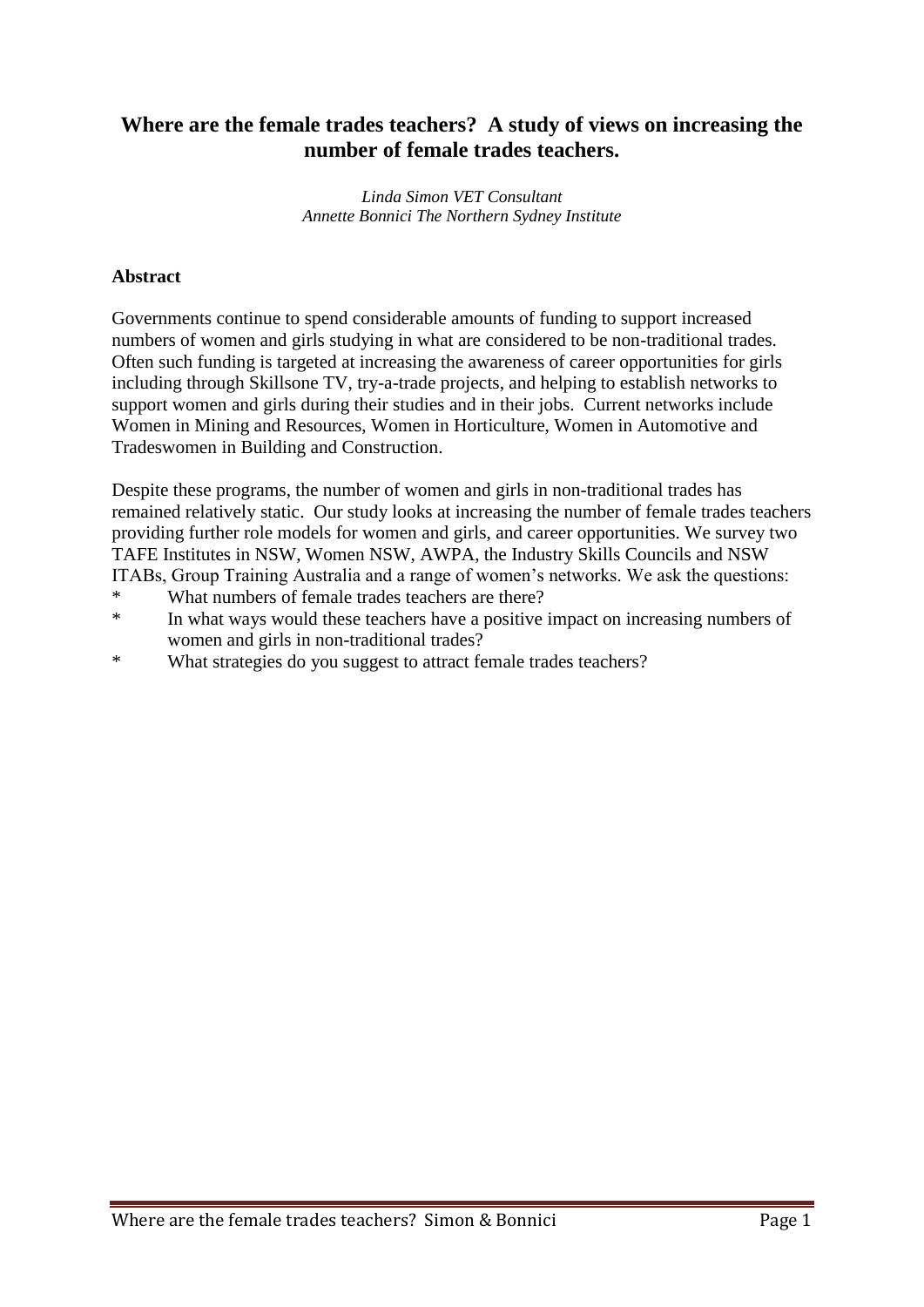# Where are the female trades teachers? A study of views on increasing the number of female trades teachers.

*Linda Simon VET Consultant*
*Annette Bonnici The Northern Sydney Institute*

## Abstract

Governments continue to spend considerable amounts of funding to support increased numbers of women and girls studying in what are considered to be non-traditional trades. Often such funding is targeted at increasing the awareness of career opportunities for girls including through Skillsone TV, try-a-trade projects, and helping to establish networks to support women and girls during their studies and in their jobs. Current networks include Women in Mining and Resources, Women in Horticulture, Women in Automotive and Tradeswomen in Building and Construction.

Despite these programs, the number of women and girls in non-traditional trades has remained relatively static. Our study looks at increasing the number of female trades teachers providing further role models for women and girls, and career opportunities. We survey two TAFE Institutes in NSW, Women NSW, AWPA, the Industry Skills Councils and NSW ITABs, Group Training Australia and a range of women's networks. We ask the questions:

* What numbers of female trades teachers are there?
* In what ways would these teachers have a positive impact on increasing numbers of women and girls in non-traditional trades?
* What strategies do you suggest to attract female trades teachers?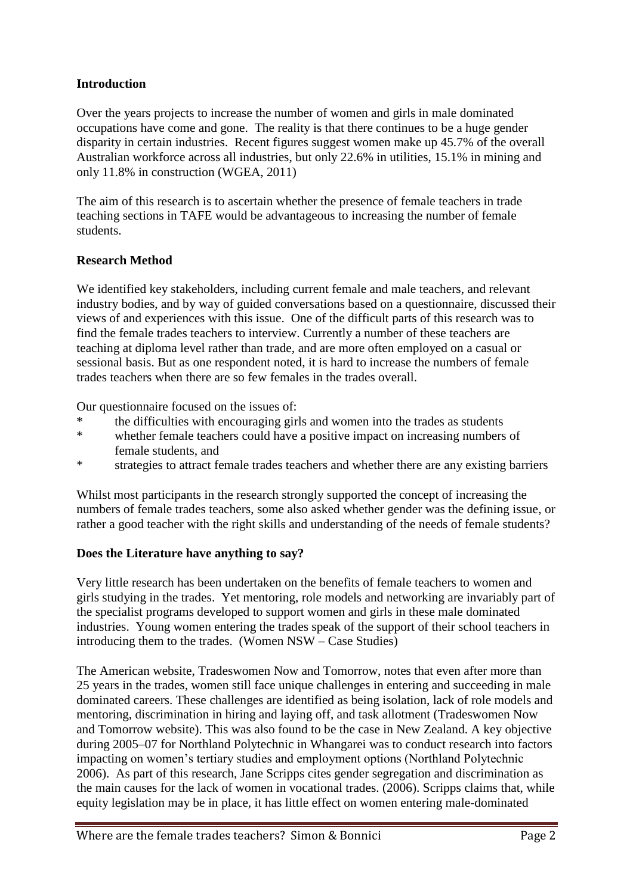## Introduction

Over the years projects to increase the number of women and girls in male dominated occupations have come and gone. The reality is that there continues to be a huge gender disparity in certain industries. Recent figures suggest women make up 45.7% of the overall Australian workforce across all industries, but only 22.6% in utilities, 15.1% in mining and only 11.8% in construction (WGEA, 2011)

The aim of this research is to ascertain whether the presence of female teachers in trade teaching sections in TAFE would be advantageous to increasing the number of female students.

## Research Method

We identified key stakeholders, including current female and male teachers, and relevant industry bodies, and by way of guided conversations based on a questionnaire, discussed their views of and experiences with this issue. One of the difficult parts of this research was to find the female trades teachers to interview. Currently a number of these teachers are teaching at diploma level rather than trade, and are more often employed on a casual or sessional basis. But as one respondent noted, it is hard to increase the numbers of female trades teachers when there are so few females in the trades overall.

Our questionnaire focused on the issues of:

- the difficulties with encouraging girls and women into the trades as students
- whether female teachers could have a positive impact on increasing numbers of female students, and
- strategies to attract female trades teachers and whether there are any existing barriers

Whilst most participants in the research strongly supported the concept of increasing the numbers of female trades teachers, some also asked whether gender was the defining issue, or rather a good teacher with the right skills and understanding of the needs of female students?

## Does the Literature have anything to say?

Very little research has been undertaken on the benefits of female teachers to women and girls studying in the trades. Yet mentoring, role models and networking are invariably part of the specialist programs developed to support women and girls in these male dominated industries. Young women entering the trades speak of the support of their school teachers in introducing them to the trades. (Women NSW – Case Studies)

The American website, Tradeswomen Now and Tomorrow, notes that even after more than 25 years in the trades, women still face unique challenges in entering and succeeding in male dominated careers. These challenges are identified as being isolation, lack of role models and mentoring, discrimination in hiring and laying off, and task allotment (Tradeswomen Now and Tomorrow website). This was also found to be the case in New Zealand. A key objective during 2005–07 for Northland Polytechnic in Whangarei was to conduct research into factors impacting on women's tertiary studies and employment options (Northland Polytechnic 2006). As part of this research, Jane Scripps cites gender segregation and discrimination as the main causes for the lack of women in vocational trades. (2006). Scripps claims that, while equity legislation may be in place, it has little effect on women entering male-dominated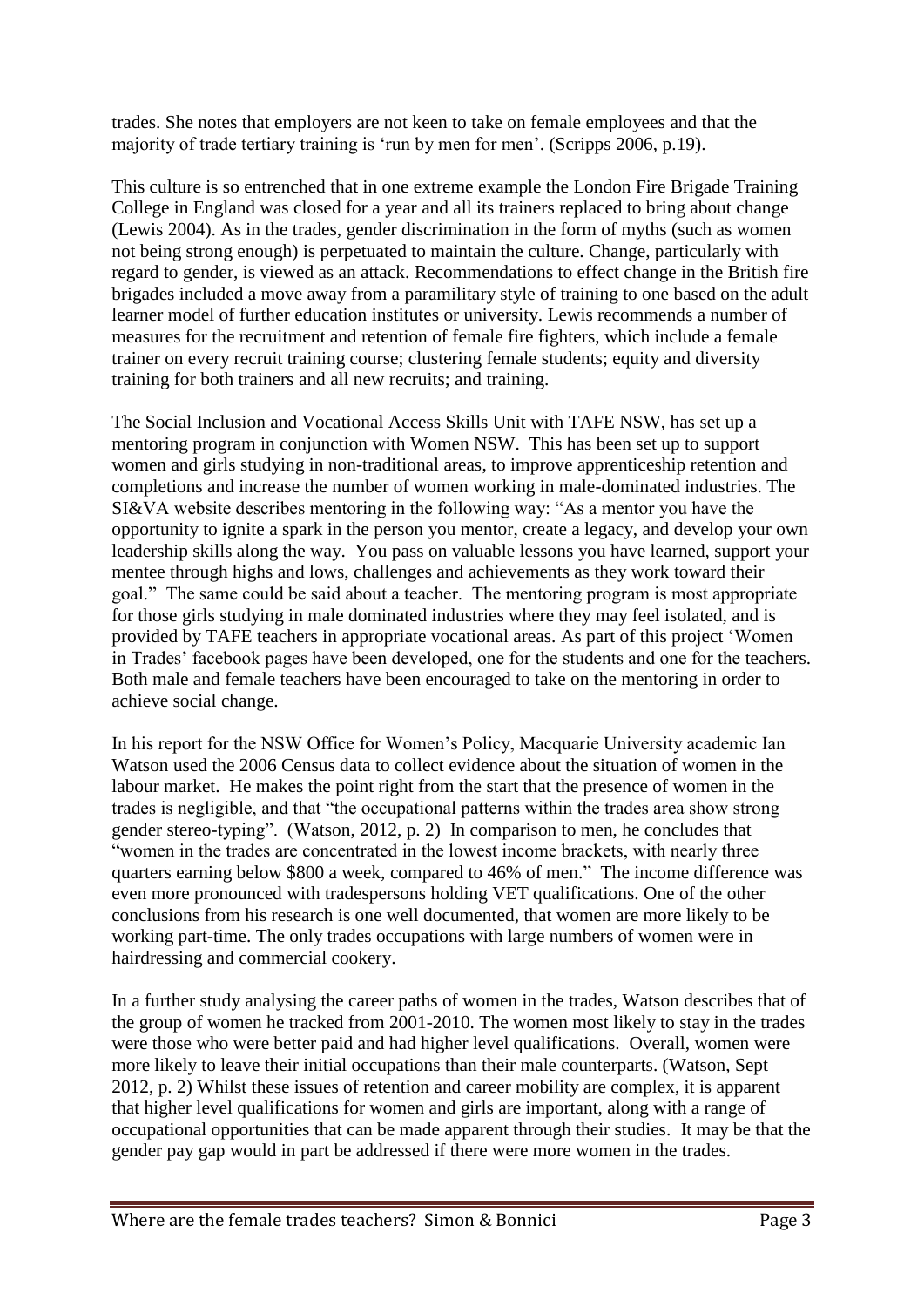trades. She notes that employers are not keen to take on female employees and that the majority of trade tertiary training is 'run by men for men'. (Scripps 2006, p.19).

This culture is so entrenched that in one extreme example the London Fire Brigade Training College in England was closed for a year and all its trainers replaced to bring about change (Lewis 2004). As in the trades, gender discrimination in the form of myths (such as women not being strong enough) is perpetuated to maintain the culture. Change, particularly with regard to gender, is viewed as an attack. Recommendations to effect change in the British fire brigades included a move away from a paramilitary style of training to one based on the adult learner model of further education institutes or university. Lewis recommends a number of measures for the recruitment and retention of female fire fighters, which include a female trainer on every recruit training course; clustering female students; equity and diversity training for both trainers and all new recruits; and training.

The Social Inclusion and Vocational Access Skills Unit with TAFE NSW, has set up a mentoring program in conjunction with Women NSW. This has been set up to support women and girls studying in non-traditional areas, to improve apprenticeship retention and completions and increase the number of women working in male-dominated industries. The SI&VA website describes mentoring in the following way: "As a mentor you have the opportunity to ignite a spark in the person you mentor, create a legacy, and develop your own leadership skills along the way. You pass on valuable lessons you have learned, support your mentee through highs and lows, challenges and achievements as they work toward their goal." The same could be said about a teacher. The mentoring program is most appropriate for those girls studying in male dominated industries where they may feel isolated, and is provided by TAFE teachers in appropriate vocational areas. As part of this project 'Women in Trades' facebook pages have been developed, one for the students and one for the teachers. Both male and female teachers have been encouraged to take on the mentoring in order to achieve social change.

In his report for the NSW Office for Women's Policy, Macquarie University academic Ian Watson used the 2006 Census data to collect evidence about the situation of women in the labour market. He makes the point right from the start that the presence of women in the trades is negligible, and that "the occupational patterns within the trades area show strong gender stereo-typing". (Watson, 2012, p. 2) In comparison to men, he concludes that "women in the trades are concentrated in the lowest income brackets, with nearly three quarters earning below $800 a week, compared to 46% of men." The income difference was even more pronounced with tradespersons holding VET qualifications. One of the other conclusions from his research is one well documented, that women are more likely to be working part-time. The only trades occupations with large numbers of women were in hairdressing and commercial cookery.

In a further study analysing the career paths of women in the trades, Watson describes that of the group of women he tracked from 2001-2010. The women most likely to stay in the trades were those who were better paid and had higher level qualifications. Overall, women were more likely to leave their initial occupations than their male counterparts. (Watson, Sept 2012, p. 2) Whilst these issues of retention and career mobility are complex, it is apparent that higher level qualifications for women and girls are important, along with a range of occupational opportunities that can be made apparent through their studies. It may be that the gender pay gap would in part be addressed if there were more women in the trades.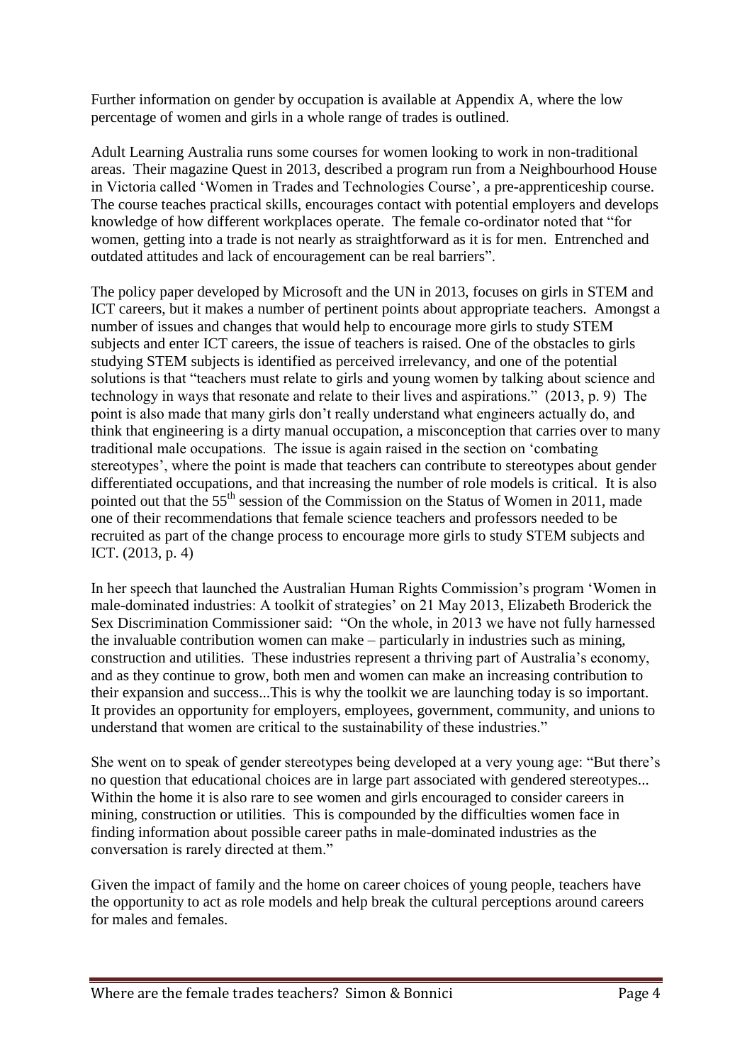Further information on gender by occupation is available at Appendix A, where the low percentage of women and girls in a whole range of trades is outlined.

Adult Learning Australia runs some courses for women looking to work in non-traditional areas. Their magazine Quest in 2013, described a program run from a Neighbourhood House in Victoria called 'Women in Trades and Technologies Course', a pre-apprenticeship course. The course teaches practical skills, encourages contact with potential employers and develops knowledge of how different workplaces operate. The female co-ordinator noted that "for women, getting into a trade is not nearly as straightforward as it is for men. Entrenched and outdated attitudes and lack of encouragement can be real barriers".

The policy paper developed by Microsoft and the UN in 2013, focuses on girls in STEM and ICT careers, but it makes a number of pertinent points about appropriate teachers. Amongst a number of issues and changes that would help to encourage more girls to study STEM subjects and enter ICT careers, the issue of teachers is raised. One of the obstacles to girls studying STEM subjects is identified as perceived irrelevancy, and one of the potential solutions is that "teachers must relate to girls and young women by talking about science and technology in ways that resonate and relate to their lives and aspirations." (2013, p. 9) The point is also made that many girls don't really understand what engineers actually do, and think that engineering is a dirty manual occupation, a misconception that carries over to many traditional male occupations. The issue is again raised in the section on 'combating stereotypes', where the point is made that teachers can contribute to stereotypes about gender differentiated occupations, and that increasing the number of role models is critical. It is also pointed out that the 55th session of the Commission on the Status of Women in 2011, made one of their recommendations that female science teachers and professors needed to be recruited as part of the change process to encourage more girls to study STEM subjects and ICT. (2013, p. 4)

In her speech that launched the Australian Human Rights Commission's program 'Women in male-dominated industries: A toolkit of strategies' on 21 May 2013, Elizabeth Broderick the Sex Discrimination Commissioner said: "On the whole, in 2013 we have not fully harnessed the invaluable contribution women can make – particularly in industries such as mining, construction and utilities. These industries represent a thriving part of Australia's economy, and as they continue to grow, both men and women can make an increasing contribution to their expansion and success...This is why the toolkit we are launching today is so important. It provides an opportunity for employers, employees, government, community, and unions to understand that women are critical to the sustainability of these industries."

She went on to speak of gender stereotypes being developed at a very young age: "But there's no question that educational choices are in large part associated with gendered stereotypes... Within the home it is also rare to see women and girls encouraged to consider careers in mining, construction or utilities. This is compounded by the difficulties women face in finding information about possible career paths in male-dominated industries as the conversation is rarely directed at them."

Given the impact of family and the home on career choices of young people, teachers have the opportunity to act as role models and help break the cultural perceptions around careers for males and females.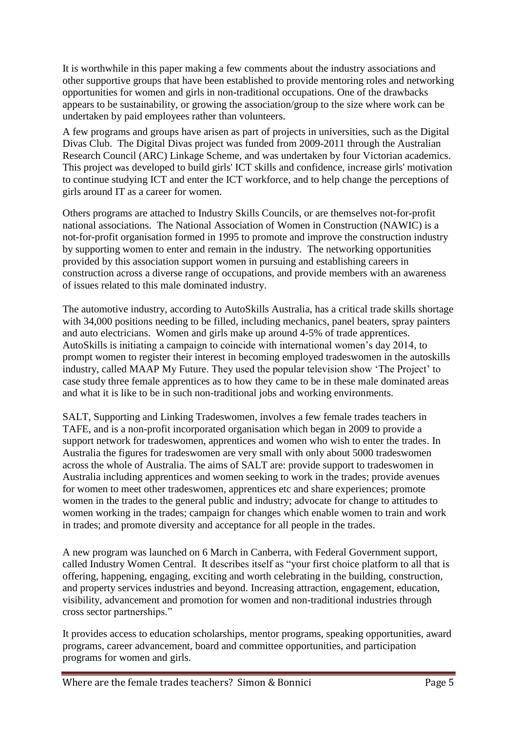It is worthwhile in this paper making a few comments about the industry associations and other supportive groups that have been established to provide mentoring roles and networking opportunities for women and girls in non-traditional occupations. One of the drawbacks appears to be sustainability, or growing the association/group to the size where work can be undertaken by paid employees rather than volunteers.

A few programs and groups have arisen as part of projects in universities, such as the Digital Divas Club. The Digital Divas project was funded from 2009-2011 through the Australian Research Council (ARC) Linkage Scheme, and was undertaken by four Victorian academics. This project was developed to build girls' ICT skills and confidence, increase girls' motivation to continue studying ICT and enter the ICT workforce, and to help change the perceptions of girls around IT as a career for women.

Others programs are attached to Industry Skills Councils, or are themselves not-for-profit national associations. The National Association of Women in Construction (NAWIC) is a not-for-profit organisation formed in 1995 to promote and improve the construction industry by supporting women to enter and remain in the industry. The networking opportunities provided by this association support women in pursuing and establishing careers in construction across a diverse range of occupations, and provide members with an awareness of issues related to this male dominated industry.

The automotive industry, according to AutoSkills Australia, has a critical trade skills shortage with 34,000 positions needing to be filled, including mechanics, panel beaters, spray painters and auto electricians. Women and girls make up around 4-5% of trade apprentices. AutoSkills is initiating a campaign to coincide with international women's day 2014, to prompt women to register their interest in becoming employed tradeswomen in the autoskills industry, called MAAP My Future. They used the popular television show 'The Project' to case study three female apprentices as to how they came to be in these male dominated areas and what it is like to be in such non-traditional jobs and working environments.

SALT, Supporting and Linking Tradeswomen, involves a few female trades teachers in TAFE, and is a non-profit incorporated organisation which began in 2009 to provide a support network for tradeswomen, apprentices and women who wish to enter the trades. In Australia the figures for tradeswomen are very small with only about 5000 tradeswomen across the whole of Australia. The aims of SALT are: provide support to tradeswomen in Australia including apprentices and women seeking to work in the trades; provide avenues for women to meet other tradeswomen, apprentices etc and share experiences; promote women in the trades to the general public and industry; advocate for change to attitudes to women working in the trades; campaign for changes which enable women to train and work in trades; and promote diversity and acceptance for all people in the trades.

A new program was launched on 6 March in Canberra, with Federal Government support, called Industry Women Central. It describes itself as "your first choice platform to all that is offering, happening, engaging, exciting and worth celebrating in the building, construction, and property services industries and beyond. Increasing attraction, engagement, education, visibility, advancement and promotion for women and non-traditional industries through cross sector partnerships."

It provides access to education scholarships, mentor programs, speaking opportunities, award programs, career advancement, board and committee opportunities, and participation programs for women and girls.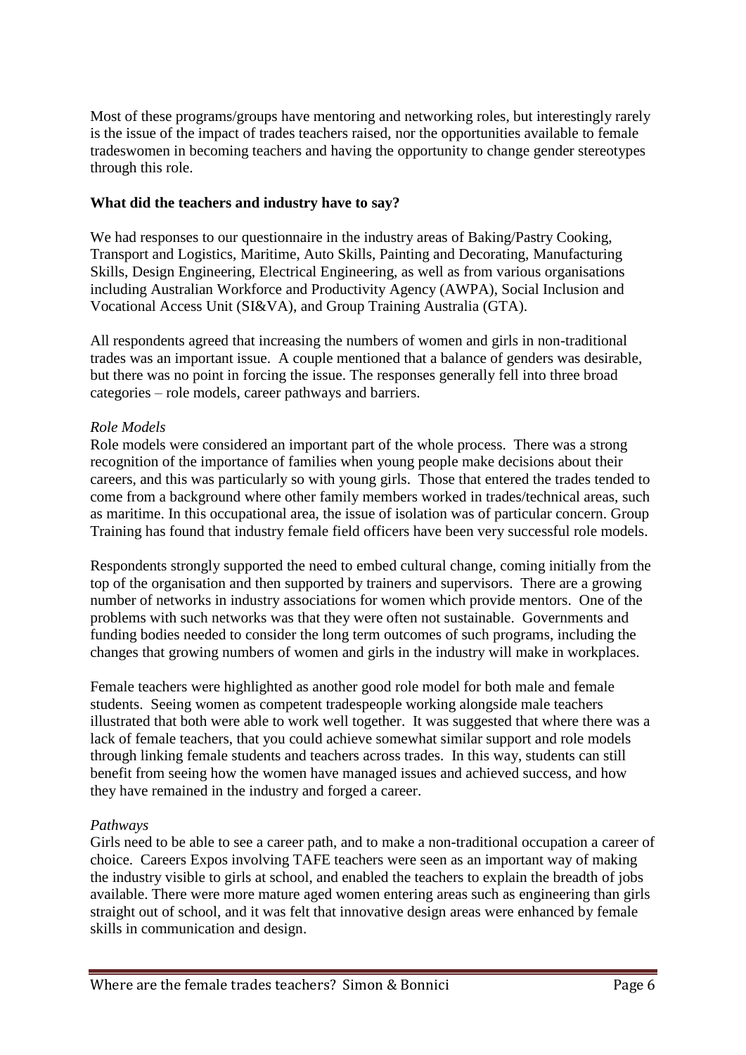Most of these programs/groups have mentoring and networking roles, but interestingly rarely is the issue of the impact of trades teachers raised, nor the opportunities available to female tradeswomen in becoming teachers and having the opportunity to change gender stereotypes through this role.

**What did the teachers and industry have to say?**

We had responses to our questionnaire in the industry areas of Baking/Pastry Cooking, Transport and Logistics, Maritime, Auto Skills, Painting and Decorating, Manufacturing Skills, Design Engineering, Electrical Engineering, as well as from various organisations including Australian Workforce and Productivity Agency (AWPA), Social Inclusion and Vocational Access Unit (SI&VA), and Group Training Australia (GTA).

All respondents agreed that increasing the numbers of women and girls in non-traditional trades was an important issue. A couple mentioned that a balance of genders was desirable, but there was no point in forcing the issue. The responses generally fell into three broad categories – role models, career pathways and barriers.

*Role Models*

Role models were considered an important part of the whole process. There was a strong recognition of the importance of families when young people make decisions about their careers, and this was particularly so with young girls. Those that entered the trades tended to come from a background where other family members worked in trades/technical areas, such as maritime. In this occupational area, the issue of isolation was of particular concern. Group Training has found that industry female field officers have been very successful role models.

Respondents strongly supported the need to embed cultural change, coming initially from the top of the organisation and then supported by trainers and supervisors. There are a growing number of networks in industry associations for women which provide mentors. One of the problems with such networks was that they were often not sustainable. Governments and funding bodies needed to consider the long term outcomes of such programs, including the changes that growing numbers of women and girls in the industry will make in workplaces.

Female teachers were highlighted as another good role model for both male and female students. Seeing women as competent tradespeople working alongside male teachers illustrated that both were able to work well together. It was suggested that where there was a lack of female teachers, that you could achieve somewhat similar support and role models through linking female students and teachers across trades. In this way, students can still benefit from seeing how the women have managed issues and achieved success, and how they have remained in the industry and forged a career.

*Pathways*

Girls need to be able to see a career path, and to make a non-traditional occupation a career of choice. Careers Expos involving TAFE teachers were seen as an important way of making the industry visible to girls at school, and enabled the teachers to explain the breadth of jobs available. There were more mature aged women entering areas such as engineering than girls straight out of school, and it was felt that innovative design areas were enhanced by female skills in communication and design.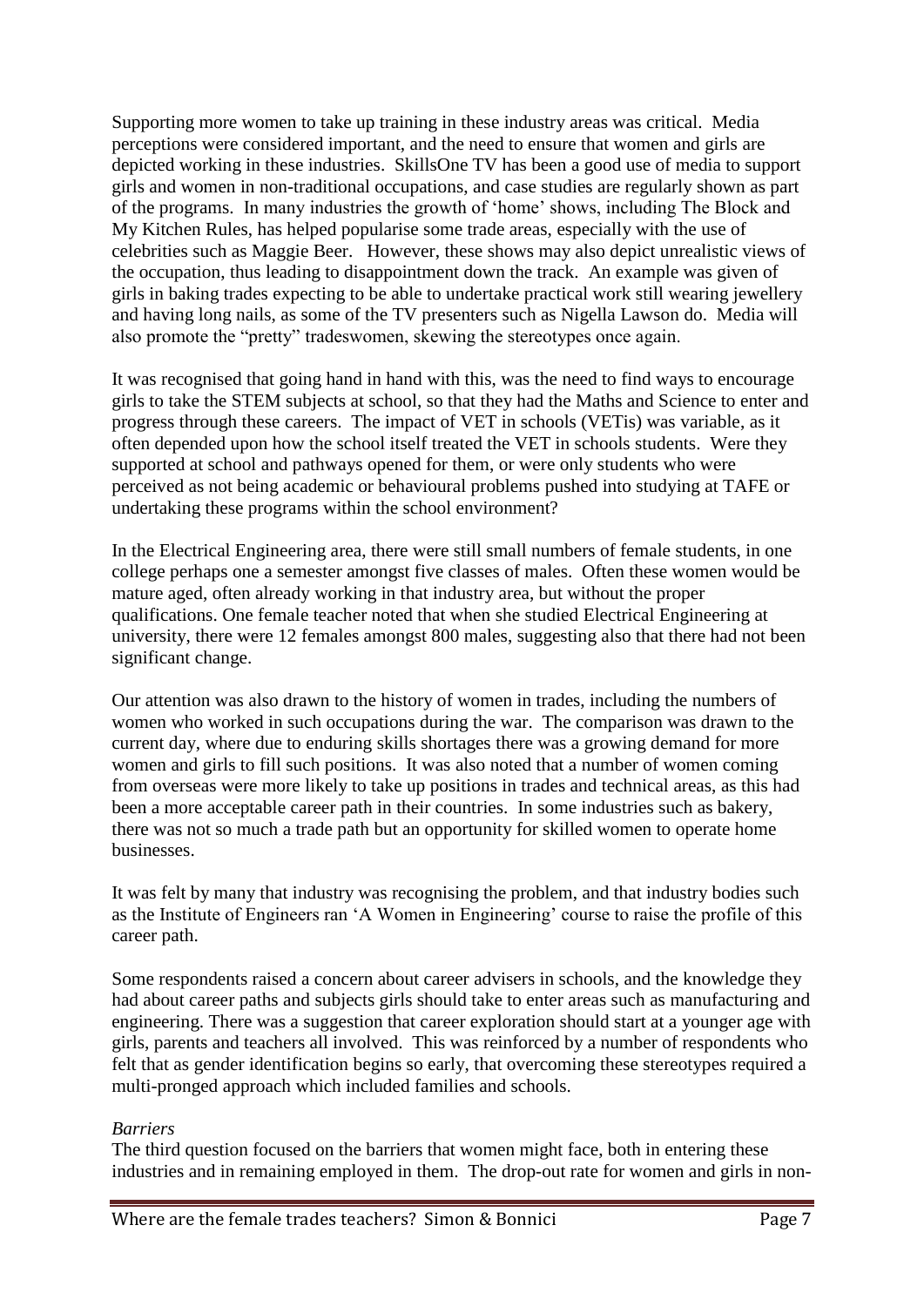Supporting more women to take up training in these industry areas was critical. Media perceptions were considered important, and the need to ensure that women and girls are depicted working in these industries. SkillsOne TV has been a good use of media to support girls and women in non-traditional occupations, and case studies are regularly shown as part of the programs. In many industries the growth of 'home' shows, including The Block and My Kitchen Rules, has helped popularise some trade areas, especially with the use of celebrities such as Maggie Beer. However, these shows may also depict unrealistic views of the occupation, thus leading to disappointment down the track. An example was given of girls in baking trades expecting to be able to undertake practical work still wearing jewellery and having long nails, as some of the TV presenters such as Nigella Lawson do. Media will also promote the "pretty" tradeswomen, skewing the stereotypes once again.

It was recognised that going hand in hand with this, was the need to find ways to encourage girls to take the STEM subjects at school, so that they had the Maths and Science to enter and progress through these careers. The impact of VET in schools (VETis) was variable, as it often depended upon how the school itself treated the VET in schools students. Were they supported at school and pathways opened for them, or were only students who were perceived as not being academic or behavioural problems pushed into studying at TAFE or undertaking these programs within the school environment?

In the Electrical Engineering area, there were still small numbers of female students, in one college perhaps one a semester amongst five classes of males. Often these women would be mature aged, often already working in that industry area, but without the proper qualifications. One female teacher noted that when she studied Electrical Engineering at university, there were 12 females amongst 800 males, suggesting also that there had not been significant change.

Our attention was also drawn to the history of women in trades, including the numbers of women who worked in such occupations during the war. The comparison was drawn to the current day, where due to enduring skills shortages there was a growing demand for more women and girls to fill such positions. It was also noted that a number of women coming from overseas were more likely to take up positions in trades and technical areas, as this had been a more acceptable career path in their countries. In some industries such as bakery, there was not so much a trade path but an opportunity for skilled women to operate home businesses.

It was felt by many that industry was recognising the problem, and that industry bodies such as the Institute of Engineers ran 'A Women in Engineering' course to raise the profile of this career path.

Some respondents raised a concern about career advisers in schools, and the knowledge they had about career paths and subjects girls should take to enter areas such as manufacturing and engineering. There was a suggestion that career exploration should start at a younger age with girls, parents and teachers all involved. This was reinforced by a number of respondents who felt that as gender identification begins so early, that overcoming these stereotypes required a multi-pronged approach which included families and schools.

*Barriers*

The third question focused on the barriers that women might face, both in entering these industries and in remaining employed in them. The drop-out rate for women and girls in non-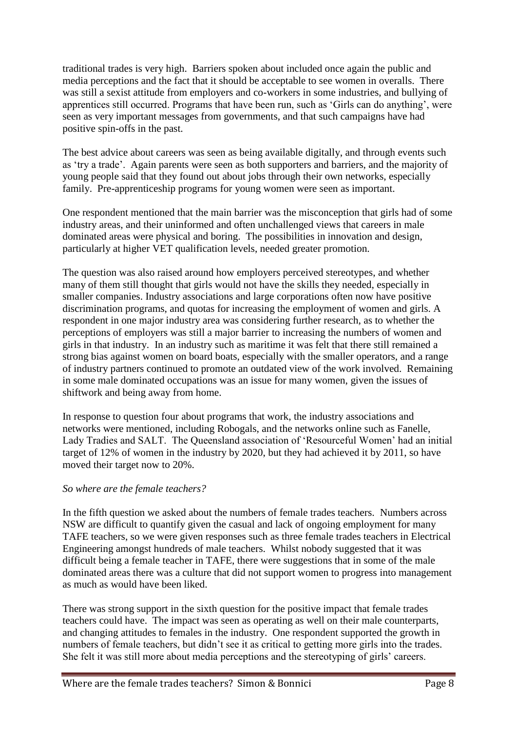traditional trades is very high. Barriers spoken about included once again the public and media perceptions and the fact that it should be acceptable to see women in overalls. There was still a sexist attitude from employers and co-workers in some industries, and bullying of apprentices still occurred. Programs that have been run, such as 'Girls can do anything', were seen as very important messages from governments, and that such campaigns have had positive spin-offs in the past.

The best advice about careers was seen as being available digitally, and through events such as 'try a trade'. Again parents were seen as both supporters and barriers, and the majority of young people said that they found out about jobs through their own networks, especially family. Pre-apprenticeship programs for young women were seen as important.

One respondent mentioned that the main barrier was the misconception that girls had of some industry areas, and their uninformed and often unchallenged views that careers in male dominated areas were physical and boring. The possibilities in innovation and design, particularly at higher VET qualification levels, needed greater promotion.

The question was also raised around how employers perceived stereotypes, and whether many of them still thought that girls would not have the skills they needed, especially in smaller companies. Industry associations and large corporations often now have positive discrimination programs, and quotas for increasing the employment of women and girls. A respondent in one major industry area was considering further research, as to whether the perceptions of employers was still a major barrier to increasing the numbers of women and girls in that industry. In an industry such as maritime it was felt that there still remained a strong bias against women on board boats, especially with the smaller operators, and a range of industry partners continued to promote an outdated view of the work involved. Remaining in some male dominated occupations was an issue for many women, given the issues of shiftwork and being away from home.

In response to question four about programs that work, the industry associations and networks were mentioned, including Robogals, and the networks online such as Fanelle, Lady Tradies and SALT. The Queensland association of 'Resourceful Women' had an initial target of 12% of women in the industry by 2020, but they had achieved it by 2011, so have moved their target now to 20%.

*So where are the female teachers?*

In the fifth question we asked about the numbers of female trades teachers. Numbers across NSW are difficult to quantify given the casual and lack of ongoing employment for many TAFE teachers, so we were given responses such as three female trades teachers in Electrical Engineering amongst hundreds of male teachers. Whilst nobody suggested that it was difficult being a female teacher in TAFE, there were suggestions that in some of the male dominated areas there was a culture that did not support women to progress into management as much as would have been liked.

There was strong support in the sixth question for the positive impact that female trades teachers could have. The impact was seen as operating as well on their male counterparts, and changing attitudes to females in the industry. One respondent supported the growth in numbers of female teachers, but didn't see it as critical to getting more girls into the trades. She felt it was still more about media perceptions and the stereotyping of girls' careers.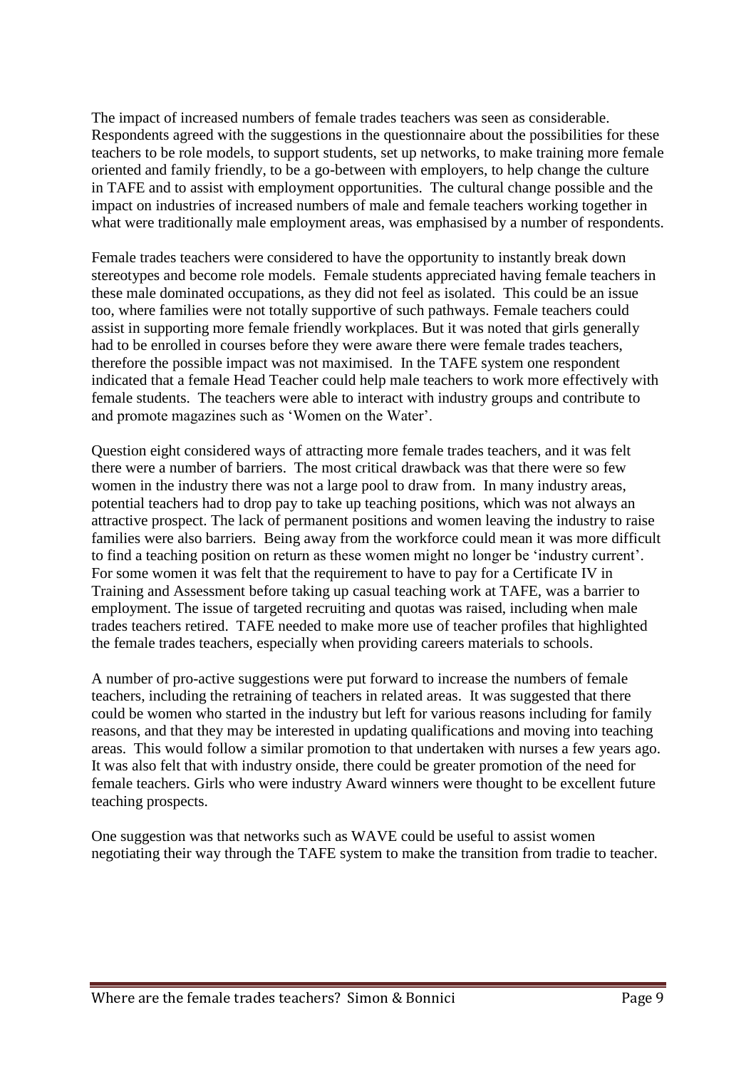The impact of increased numbers of female trades teachers was seen as considerable. Respondents agreed with the suggestions in the questionnaire about the possibilities for these teachers to be role models, to support students, set up networks, to make training more female oriented and family friendly, to be a go-between with employers, to help change the culture in TAFE and to assist with employment opportunities. The cultural change possible and the impact on industries of increased numbers of male and female teachers working together in what were traditionally male employment areas, was emphasised by a number of respondents.

Female trades teachers were considered to have the opportunity to instantly break down stereotypes and become role models. Female students appreciated having female teachers in these male dominated occupations, as they did not feel as isolated. This could be an issue too, where families were not totally supportive of such pathways. Female teachers could assist in supporting more female friendly workplaces. But it was noted that girls generally had to be enrolled in courses before they were aware there were female trades teachers, therefore the possible impact was not maximised. In the TAFE system one respondent indicated that a female Head Teacher could help male teachers to work more effectively with female students. The teachers were able to interact with industry groups and contribute to and promote magazines such as 'Women on the Water'.

Question eight considered ways of attracting more female trades teachers, and it was felt there were a number of barriers. The most critical drawback was that there were so few women in the industry there was not a large pool to draw from. In many industry areas, potential teachers had to drop pay to take up teaching positions, which was not always an attractive prospect. The lack of permanent positions and women leaving the industry to raise families were also barriers. Being away from the workforce could mean it was more difficult to find a teaching position on return as these women might no longer be 'industry current'. For some women it was felt that the requirement to have to pay for a Certificate IV in Training and Assessment before taking up casual teaching work at TAFE, was a barrier to employment. The issue of targeted recruiting and quotas was raised, including when male trades teachers retired. TAFE needed to make more use of teacher profiles that highlighted the female trades teachers, especially when providing careers materials to schools.

A number of pro-active suggestions were put forward to increase the numbers of female teachers, including the retraining of teachers in related areas. It was suggested that there could be women who started in the industry but left for various reasons including for family reasons, and that they may be interested in updating qualifications and moving into teaching areas. This would follow a similar promotion to that undertaken with nurses a few years ago. It was also felt that with industry onside, there could be greater promotion of the need for female teachers. Girls who were industry Award winners were thought to be excellent future teaching prospects.

One suggestion was that networks such as WAVE could be useful to assist women negotiating their way through the TAFE system to make the transition from tradie to teacher.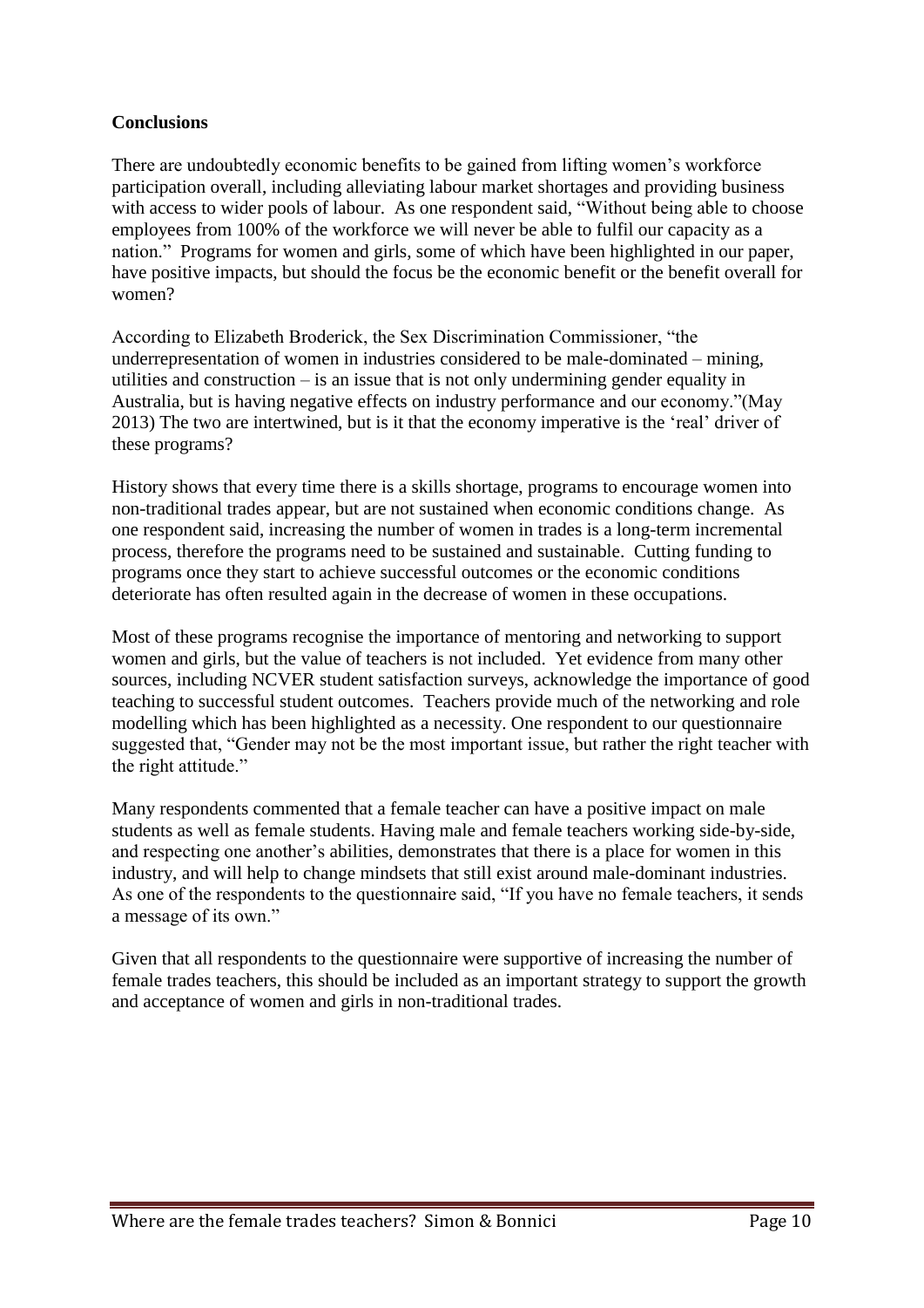**Conclusions**

There are undoubtedly economic benefits to be gained from lifting women's workforce participation overall, including alleviating labour market shortages and providing business with access to wider pools of labour. As one respondent said, "Without being able to choose employees from 100% of the workforce we will never be able to fulfil our capacity as a nation." Programs for women and girls, some of which have been highlighted in our paper, have positive impacts, but should the focus be the economic benefit or the benefit overall for women?

According to Elizabeth Broderick, the Sex Discrimination Commissioner, "the underrepresentation of women in industries considered to be male-dominated – mining, utilities and construction – is an issue that is not only undermining gender equality in Australia, but is having negative effects on industry performance and our economy."(May 2013) The two are intertwined, but is it that the economy imperative is the 'real' driver of these programs?

History shows that every time there is a skills shortage, programs to encourage women into non-traditional trades appear, but are not sustained when economic conditions change. As one respondent said, increasing the number of women in trades is a long-term incremental process, therefore the programs need to be sustained and sustainable. Cutting funding to programs once they start to achieve successful outcomes or the economic conditions deteriorate has often resulted again in the decrease of women in these occupations.

Most of these programs recognise the importance of mentoring and networking to support women and girls, but the value of teachers is not included. Yet evidence from many other sources, including NCVER student satisfaction surveys, acknowledge the importance of good teaching to successful student outcomes. Teachers provide much of the networking and role modelling which has been highlighted as a necessity. One respondent to our questionnaire suggested that, "Gender may not be the most important issue, but rather the right teacher with the right attitude."

Many respondents commented that a female teacher can have a positive impact on male students as well as female students. Having male and female teachers working side-by-side, and respecting one another's abilities, demonstrates that there is a place for women in this industry, and will help to change mindsets that still exist around male-dominant industries. As one of the respondents to the questionnaire said, "If you have no female teachers, it sends a message of its own."

Given that all respondents to the questionnaire were supportive of increasing the number of female trades teachers, this should be included as an important strategy to support the growth and acceptance of women and girls in non-traditional trades.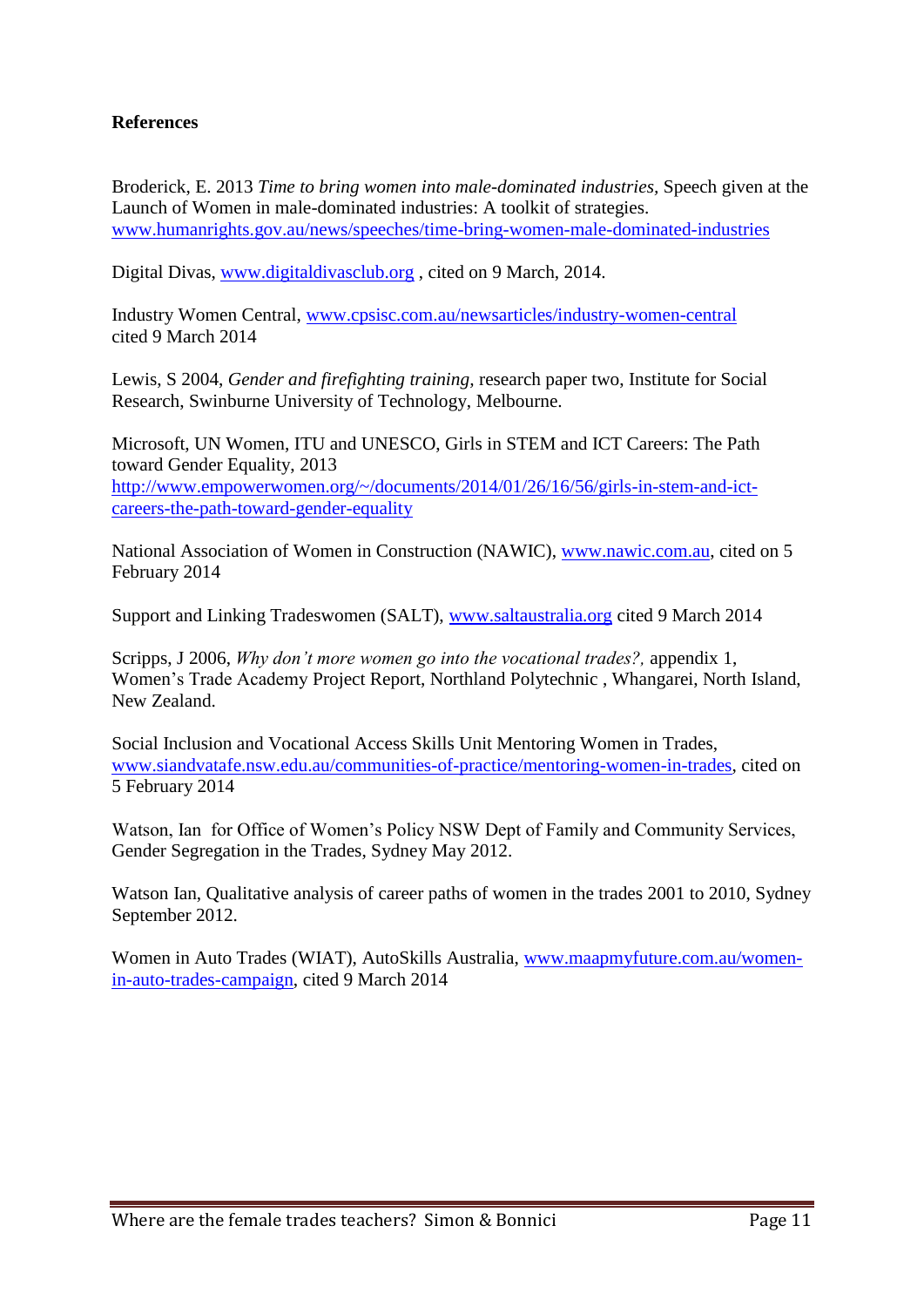**References**

Broderick, E. 2013 *Time to bring women into male-dominated industries,* Speech given at the Launch of Women in male-dominated industries: A toolkit of strategies. www.humanrights.gov.au/news/speeches/time-bring-women-male-dominated-industries

Digital Divas, www.digitaldivasclub.org , cited on 9 March, 2014.

Industry Women Central, www.cpsisc.com.au/newsarticles/industry-women-central cited 9 March 2014

Lewis, S 2004, *Gender and firefighting training,* research paper two, Institute for Social Research, Swinburne University of Technology, Melbourne.

Microsoft, UN Women, ITU and UNESCO, Girls in STEM and ICT Careers: The Path toward Gender Equality, 2013 http://www.empowerwomen.org/~/documents/2014/01/26/16/56/girls-in-stem-and-ict-careers-the-path-toward-gender-equality

National Association of Women in Construction (NAWIC), www.nawic.com.au, cited on 5 February 2014

Support and Linking Tradeswomen (SALT), www.saltaustralia.org cited 9 March 2014

Scripps, J 2006, *Why don't more women go into the vocational trades?,* appendix 1, Women's Trade Academy Project Report, Northland Polytechnic , Whangarei, North Island, New Zealand.

Social Inclusion and Vocational Access Skills Unit Mentoring Women in Trades, www.siandvatafe.nsw.edu.au/communities-of-practice/mentoring-women-in-trades, cited on 5 February 2014

Watson, Ian for Office of Women's Policy NSW Dept of Family and Community Services, Gender Segregation in the Trades, Sydney May 2012.

Watson Ian, Qualitative analysis of career paths of women in the trades 2001 to 2010, Sydney September 2012.

Women in Auto Trades (WIAT), AutoSkills Australia, www.maapmyfuture.com.au/women-in-auto-trades-campaign, cited 9 March 2014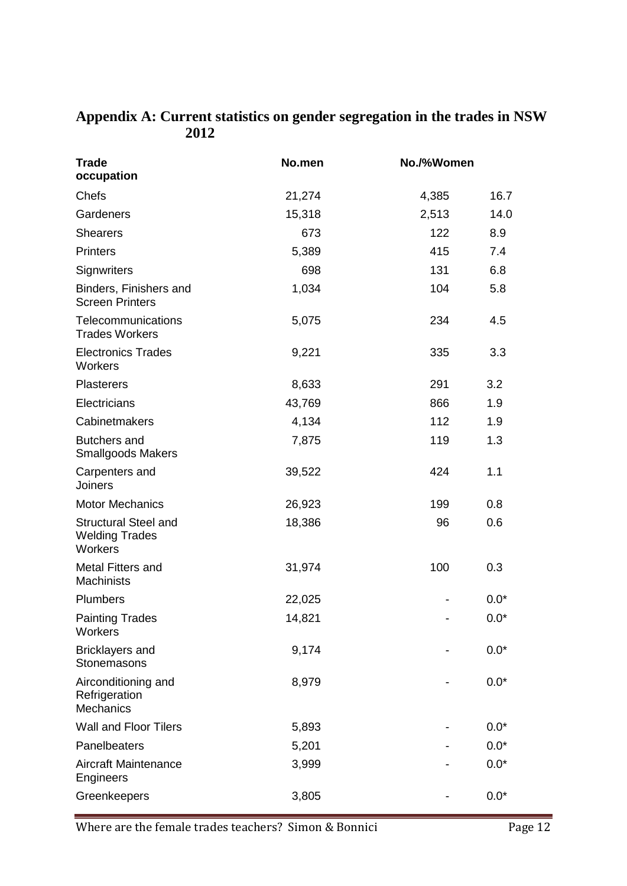## Appendix A: Current statistics on gender segregation in the trades in NSW 2012

| Trade occupation | No.men | No./%Women | |
|---|---|---|---|
| Chefs | 21,274 | 4,385 | 16.7 |
| Gardeners | 15,318 | 2,513 | 14.0 |
| Shearers | 673 | 122 | 8.9 |
| Printers | 5,389 | 415 | 7.4 |
| Signwriters | 698 | 131 | 6.8 |
| Binders, Finishers and Screen Printers | 1,034 | 104 | 5.8 |
| Telecommunications Trades Workers | 5,075 | 234 | 4.5 |
| Electronics Trades Workers | 9,221 | 335 | 3.3 |
| Plasterers | 8,633 | 291 | 3.2 |
| Electricians | 43,769 | 866 | 1.9 |
| Cabinetmakers | 4,134 | 112 | 1.9 |
| Butchers and Smallgoods Makers | 7,875 | 119 | 1.3 |
| Carpenters and Joiners | 39,522 | 424 | 1.1 |
| Motor Mechanics | 26,923 | 199 | 0.8 |
| Structural Steel and Welding Trades Workers | 18,386 | 96 | 0.6 |
| Metal Fitters and Machinists | 31,974 | 100 | 0.3 |
| Plumbers | 22,025 | - | 0.0* |
| Painting Trades Workers | 14,821 | - | 0.0* |
| Bricklayers and Stonemasons | 9,174 | - | 0.0* |
| Airconditioning and Refrigeration Mechanics | 8,979 | - | 0.0* |
| Wall and Floor Tilers | 5,893 | - | 0.0* |
| Panelbeaters | 5,201 | - | 0.0* |
| Aircraft Maintenance Engineers | 3,999 | - | 0.0* |
| Greenkeepers | 3,805 | - | 0.0* |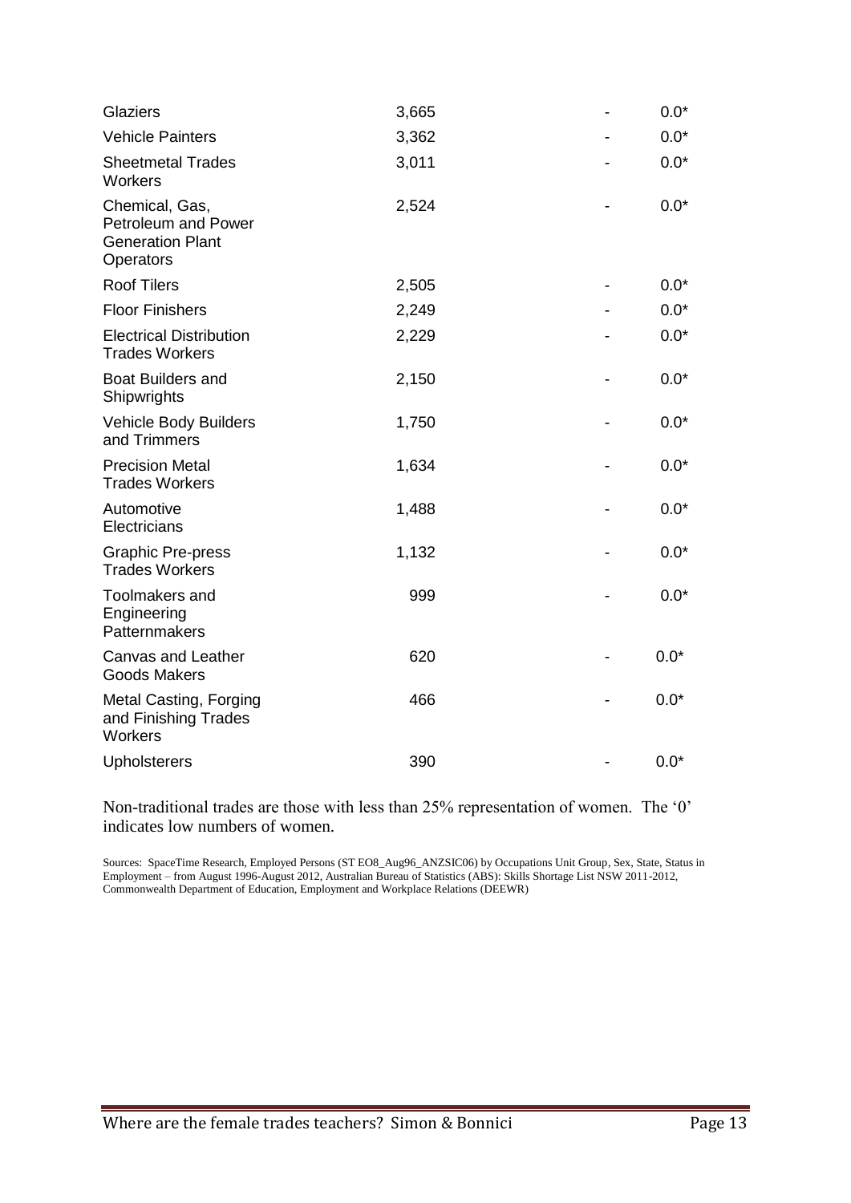| | | | |
|---|---|---|---|
| Glaziers | 3,665 | - | 0.0* |
| Vehicle Painters | 3,362 | - | 0.0* |
| Sheetmetal Trades Workers | 3,011 | - | 0.0* |
| Chemical, Gas, Petroleum and Power Generation Plant Operators | 2,524 | - | 0.0* |
| Roof Tilers | 2,505 | - | 0.0* |
| Floor Finishers | 2,249 | - | 0.0* |
| Electrical Distribution Trades Workers | 2,229 | - | 0.0* |
| Boat Builders and Shipwrights | 2,150 | - | 0.0* |
| Vehicle Body Builders and Trimmers | 1,750 | - | 0.0* |
| Precision Metal Trades Workers | 1,634 | - | 0.0* |
| Automotive Electricians | 1,488 | - | 0.0* |
| Graphic Pre-press Trades Workers | 1,132 | - | 0.0* |
| Toolmakers and Engineering Patternmakers | 999 | - | 0.0* |
| Canvas and Leather Goods Makers | 620 | - | 0.0* |
| Metal Casting, Forging and Finishing Trades Workers | 466 | - | 0.0* |
| Upholsterers | 390 | - | 0.0* |

Non-traditional trades are those with less than 25% representation of women. The '0' indicates low numbers of women.

Sources: SpaceTime Research, Employed Persons (ST EO8_Aug96_ANZSIC06) by Occupations Unit Group, Sex, State, Status in Employment – from August 1996-August 2012, Australian Bureau of Statistics (ABS): Skills Shortage List NSW 2011-2012, Commonwealth Department of Education, Employment and Workplace Relations (DEEWR)